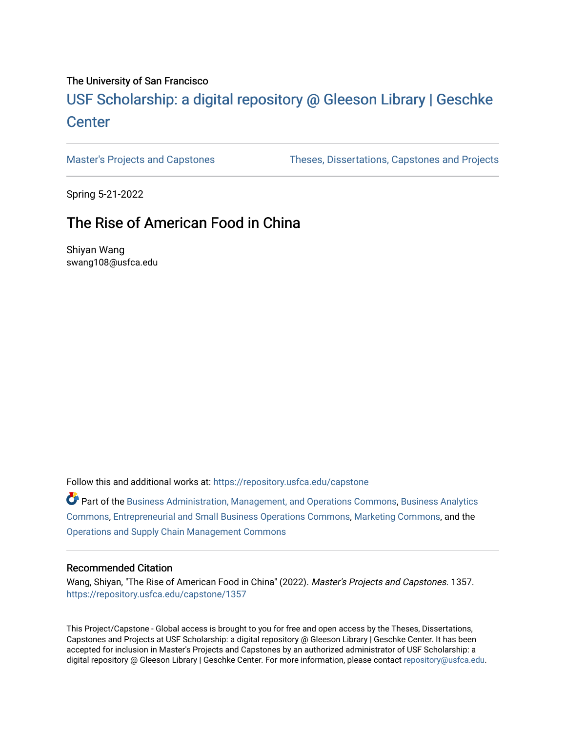The University of San Francisco

## USF Scholarship: a digital repository @ Gleeson Library | Geschke Center

Master's Projects and Capstones | Theses, Dissertations, Capstones and Projects

Spring 5-21-2022

# The Rise of American Food in China

Shiyan Wang
swang108@usfca.edu

Follow this and additional works at: https://repository.usfca.edu/capstone

Part of the Business Administration, Management, and Operations Commons, Business Analytics Commons, Entrepreneurial and Small Business Operations Commons, Marketing Commons, and the Operations and Supply Chain Management Commons

### Recommended Citation

Wang, Shiyan, "The Rise of American Food in China" (2022). *Master's Projects and Capstones*. 1357.
https://repository.usfca.edu/capstone/1357

This Project/Capstone - Global access is brought to you for free and open access by the Theses, Dissertations, Capstones and Projects at USF Scholarship: a digital repository @ Gleeson Library | Geschke Center. It has been accepted for inclusion in Master's Projects and Capstones by an authorized administrator of USF Scholarship: a digital repository @ Gleeson Library | Geschke Center. For more information, please contact repository@usfca.edu.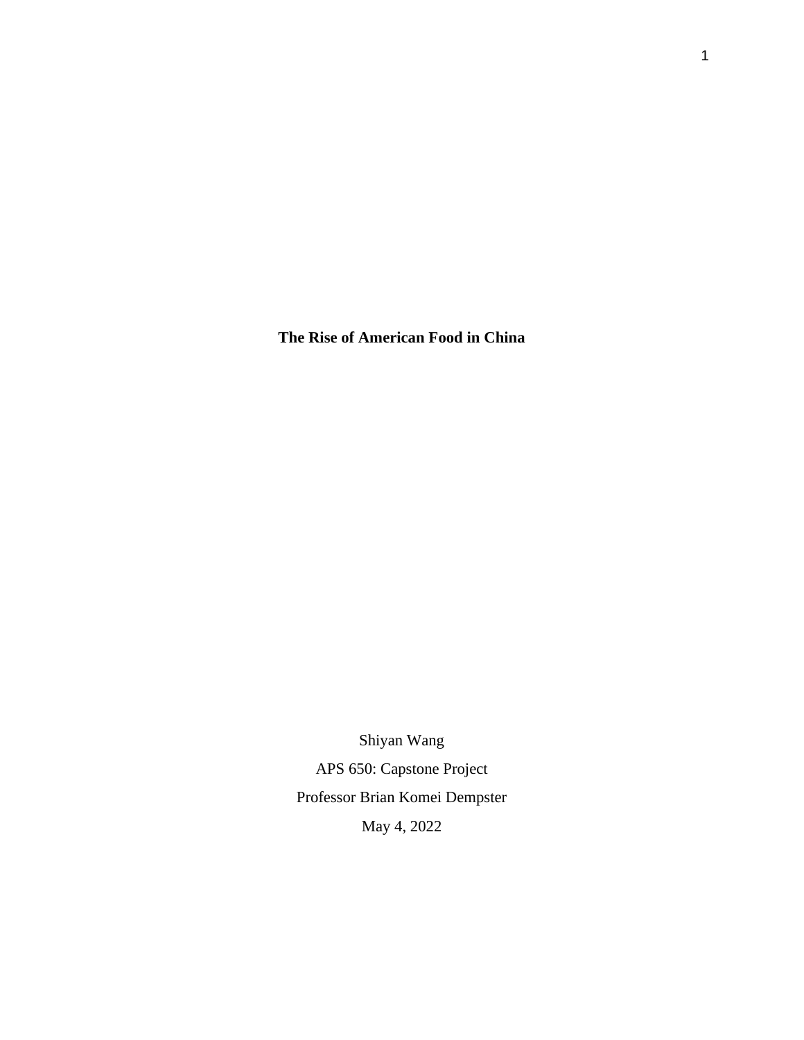**The Rise of American Food in China**

Shiyan Wang

APS 650: Capstone Project

Professor Brian Komei Dempster

May 4, 2022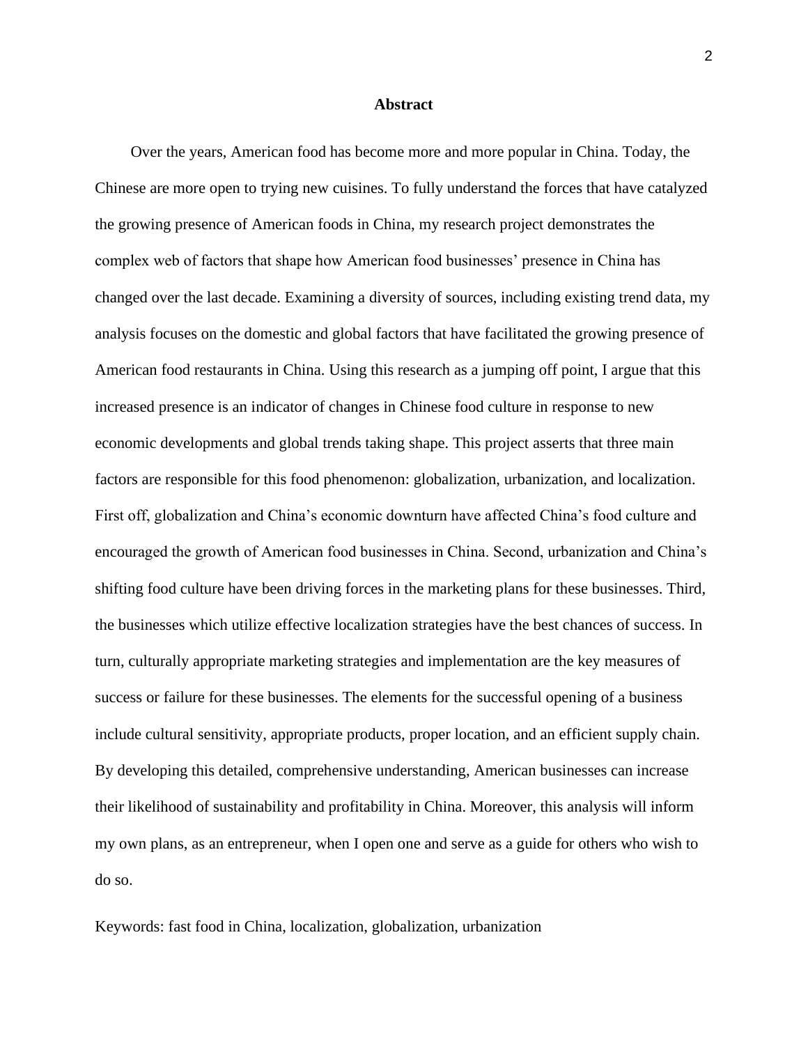# Abstract

Over the years, American food has become more and more popular in China. Today, the Chinese are more open to trying new cuisines. To fully understand the forces that have catalyzed the growing presence of American foods in China, my research project demonstrates the complex web of factors that shape how American food businesses' presence in China has changed over the last decade. Examining a diversity of sources, including existing trend data, my analysis focuses on the domestic and global factors that have facilitated the growing presence of American food restaurants in China. Using this research as a jumping off point, I argue that this increased presence is an indicator of changes in Chinese food culture in response to new economic developments and global trends taking shape. This project asserts that three main factors are responsible for this food phenomenon: globalization, urbanization, and localization. First off, globalization and China's economic downturn have affected China's food culture and encouraged the growth of American food businesses in China. Second, urbanization and China's shifting food culture have been driving forces in the marketing plans for these businesses. Third, the businesses which utilize effective localization strategies have the best chances of success. In turn, culturally appropriate marketing strategies and implementation are the key measures of success or failure for these businesses. The elements for the successful opening of a business include cultural sensitivity, appropriate products, proper location, and an efficient supply chain. By developing this detailed, comprehensive understanding, American businesses can increase their likelihood of sustainability and profitability in China. Moreover, this analysis will inform my own plans, as an entrepreneur, when I open one and serve as a guide for others who wish to do so.

Keywords: fast food in China, localization, globalization, urbanization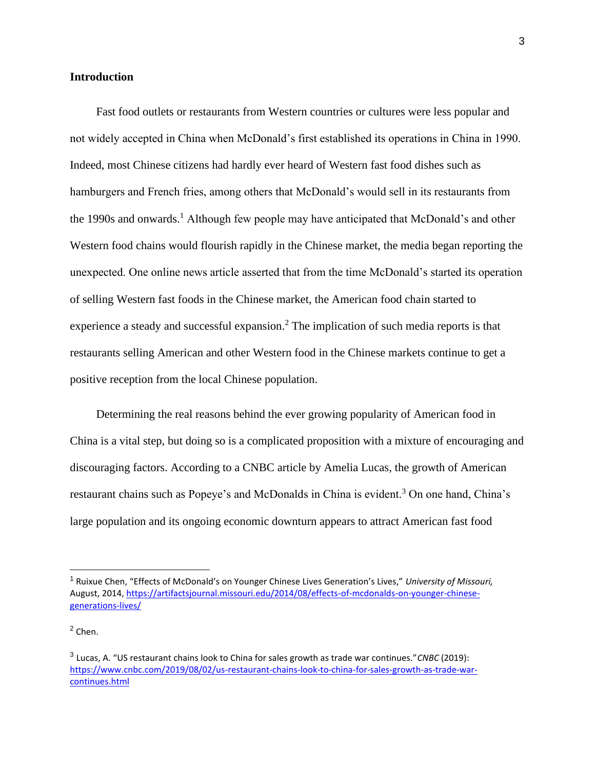**Introduction**

Fast food outlets or restaurants from Western countries or cultures were less popular and not widely accepted in China when McDonald's first established its operations in China in 1990. Indeed, most Chinese citizens had hardly ever heard of Western fast food dishes such as hamburgers and French fries, among others that McDonald's would sell in its restaurants from the 1990s and onwards.[1] Although few people may have anticipated that McDonald's and other Western food chains would flourish rapidly in the Chinese market, the media began reporting the unexpected. One online news article asserted that from the time McDonald's started its operation of selling Western fast foods in the Chinese market, the American food chain started to experience a steady and successful expansion.[2] The implication of such media reports is that restaurants selling American and other Western food in the Chinese markets continue to get a positive reception from the local Chinese population.

Determining the real reasons behind the ever growing popularity of American food in China is a vital step, but doing so is a complicated proposition with a mixture of encouraging and discouraging factors. According to a CNBC article by Amelia Lucas, the growth of American restaurant chains such as Popeye's and McDonalds in China is evident.[3] On one hand, China's large population and its ongoing economic downturn appears to attract American fast food

---

[1] Ruixue Chen, "Effects of McDonald's on Younger Chinese Lives Generation's Lives," *University of Missouri,* August, 2014, https://artifactsjournal.missouri.edu/2014/08/effects-of-mcdonalds-on-younger-chinese-generations-lives/

[2] Chen.

[3] Lucas, A. "US restaurant chains look to China for sales growth as trade war continues."*CNBC* (2019): https://www.cnbc.com/2019/08/02/us-restaurant-chains-look-to-china-for-sales-growth-as-trade-war-continues.html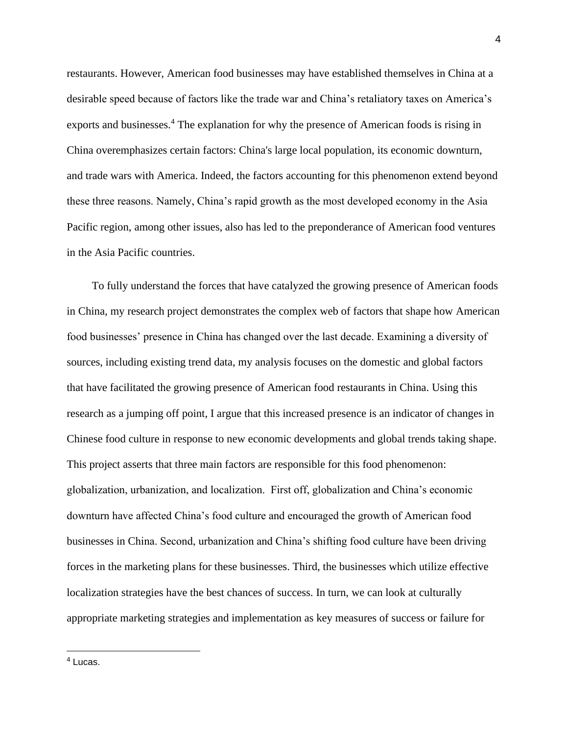restaurants. However, American food businesses may have established themselves in China at a desirable speed because of factors like the trade war and China's retaliatory taxes on America's exports and businesses.[4] The explanation for why the presence of American foods is rising in China overemphasizes certain factors: China's large local population, its economic downturn, and trade wars with America. Indeed, the factors accounting for this phenomenon extend beyond these three reasons. Namely, China's rapid growth as the most developed economy in the Asia Pacific region, among other issues, also has led to the preponderance of American food ventures in the Asia Pacific countries.

To fully understand the forces that have catalyzed the growing presence of American foods in China, my research project demonstrates the complex web of factors that shape how American food businesses' presence in China has changed over the last decade. Examining a diversity of sources, including existing trend data, my analysis focuses on the domestic and global factors that have facilitated the growing presence of American food restaurants in China. Using this research as a jumping off point, I argue that this increased presence is an indicator of changes in Chinese food culture in response to new economic developments and global trends taking shape. This project asserts that three main factors are responsible for this food phenomenon: globalization, urbanization, and localization. First off, globalization and China's economic downturn have affected China's food culture and encouraged the growth of American food businesses in China. Second, urbanization and China's shifting food culture have been driving forces in the marketing plans for these businesses. Third, the businesses which utilize effective localization strategies have the best chances of success. In turn, we can look at culturally appropriate marketing strategies and implementation as key measures of success or failure for

[4] Lucas.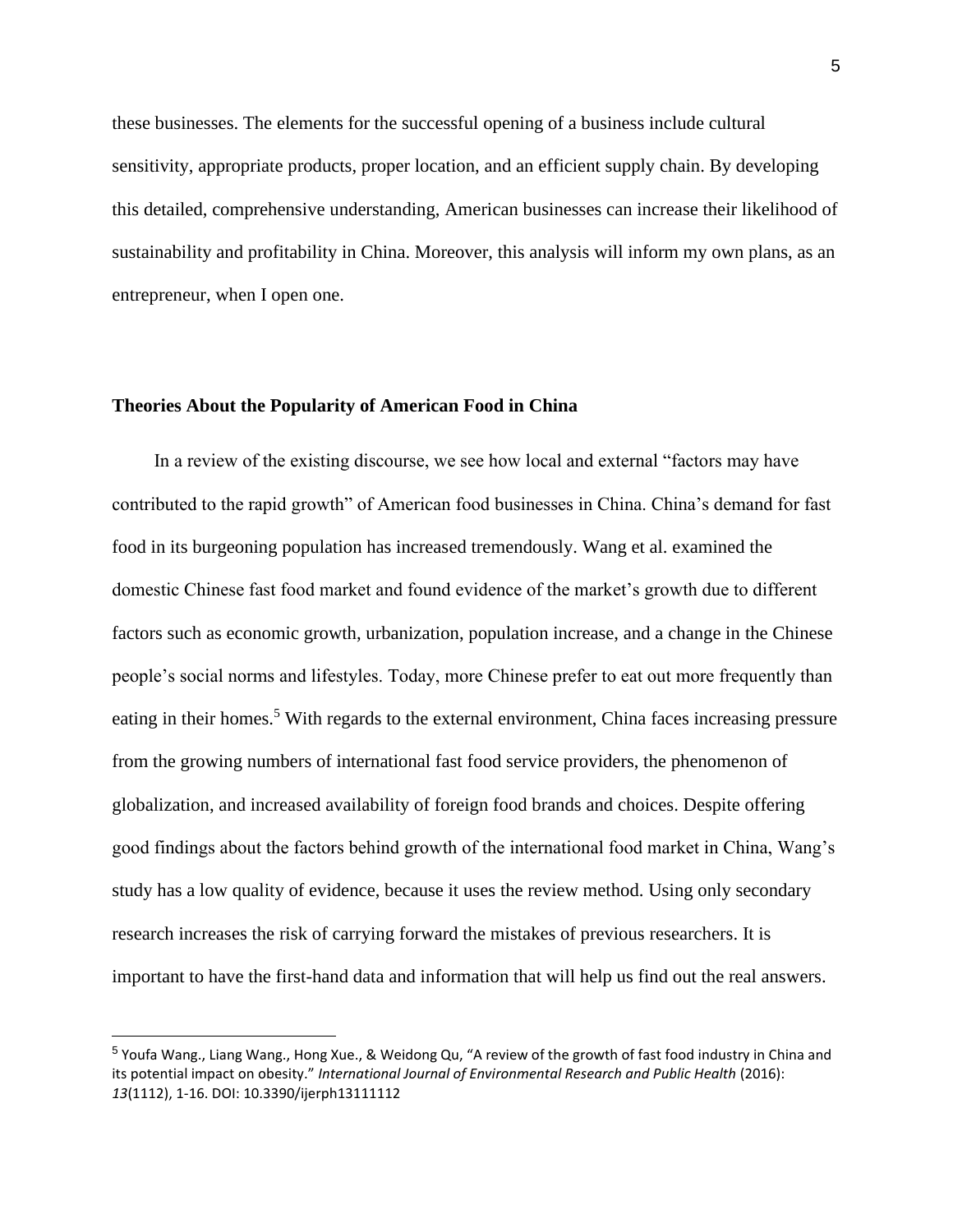these businesses. The elements for the successful opening of a business include cultural sensitivity, appropriate products, proper location, and an efficient supply chain. By developing this detailed, comprehensive understanding, American businesses can increase their likelihood of sustainability and profitability in China. Moreover, this analysis will inform my own plans, as an entrepreneur, when I open one.

## Theories About the Popularity of American Food in China

In a review of the existing discourse, we see how local and external "factors may have contributed to the rapid growth" of American food businesses in China. China's demand for fast food in its burgeoning population has increased tremendously. Wang et al. examined the domestic Chinese fast food market and found evidence of the market's growth due to different factors such as economic growth, urbanization, population increase, and a change in the Chinese people's social norms and lifestyles. Today, more Chinese prefer to eat out more frequently than eating in their homes.[5] With regards to the external environment, China faces increasing pressure from the growing numbers of international fast food service providers, the phenomenon of globalization, and increased availability of foreign food brands and choices. Despite offering good findings about the factors behind growth of the international food market in China, Wang's study has a low quality of evidence, because it uses the review method. Using only secondary research increases the risk of carrying forward the mistakes of previous researchers. It is important to have the first-hand data and information that will help us find out the real answers.

---

[5] Youfa Wang., Liang Wang., Hong Xue., & Weidong Qu, "A review of the growth of fast food industry in China and its potential impact on obesity." *International Journal of Environmental Research and Public Health* (2016): *13*(1112), 1-16. DOI: 10.3390/ijerph13111112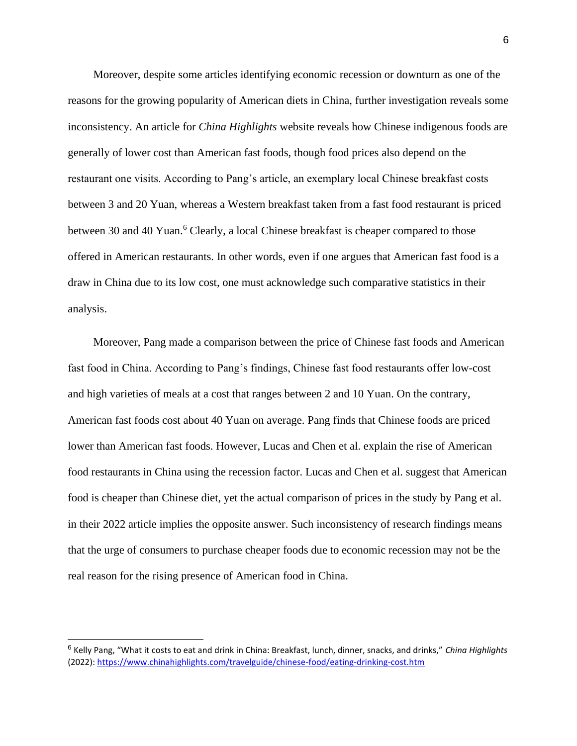Moreover, despite some articles identifying economic recession or downturn as one of the reasons for the growing popularity of American diets in China, further investigation reveals some inconsistency. An article for *China Highlights* website reveals how Chinese indigenous foods are generally of lower cost than American fast foods, though food prices also depend on the restaurant one visits. According to Pang's article, an exemplary local Chinese breakfast costs between 3 and 20 Yuan, whereas a Western breakfast taken from a fast food restaurant is priced between 30 and 40 Yuan.[6] Clearly, a local Chinese breakfast is cheaper compared to those offered in American restaurants. In other words, even if one argues that American fast food is a draw in China due to its low cost, one must acknowledge such comparative statistics in their analysis.

Moreover, Pang made a comparison between the price of Chinese fast foods and American fast food in China. According to Pang's findings, Chinese fast food restaurants offer low-cost and high varieties of meals at a cost that ranges between 2 and 10 Yuan. On the contrary, American fast foods cost about 40 Yuan on average. Pang finds that Chinese foods are priced lower than American fast foods. However, Lucas and Chen et al. explain the rise of American food restaurants in China using the recession factor. Lucas and Chen et al. suggest that American food is cheaper than Chinese diet, yet the actual comparison of prices in the study by Pang et al. in their 2022 article implies the opposite answer. Such inconsistency of research findings means that the urge of consumers to purchase cheaper foods due to economic recession may not be the real reason for the rising presence of American food in China.

---

[6] Kelly Pang, "What it costs to eat and drink in China: Breakfast, lunch, dinner, snacks, and drinks," *China Highlights* (2022): https://www.chinahighlights.com/travelguide/chinese-food/eating-drinking-cost.htm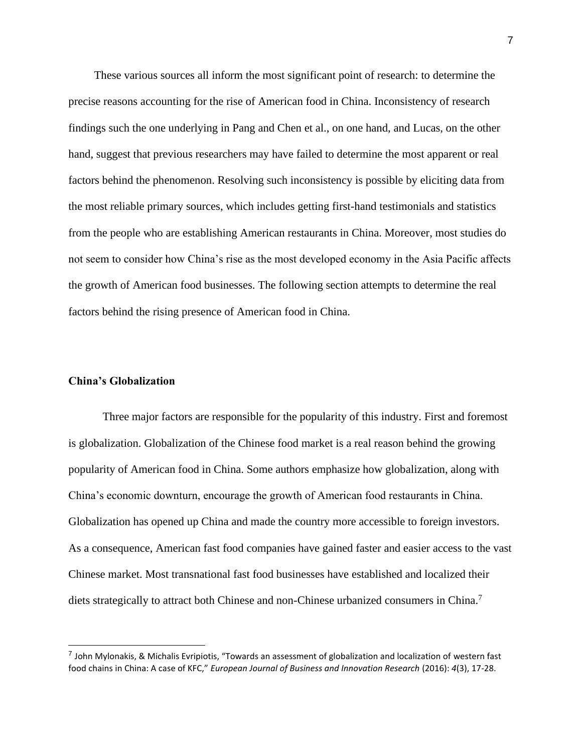These various sources all inform the most significant point of research: to determine the precise reasons accounting for the rise of American food in China. Inconsistency of research findings such the one underlying in Pang and Chen et al., on one hand, and Lucas, on the other hand, suggest that previous researchers may have failed to determine the most apparent or real factors behind the phenomenon. Resolving such inconsistency is possible by eliciting data from the most reliable primary sources, which includes getting first-hand testimonials and statistics from the people who are establishing American restaurants in China. Moreover, most studies do not seem to consider how China's rise as the most developed economy in the Asia Pacific affects the growth of American food businesses. The following section attempts to determine the real factors behind the rising presence of American food in China.

**China's Globalization**

Three major factors are responsible for the popularity of this industry. First and foremost is globalization. Globalization of the Chinese food market is a real reason behind the growing popularity of American food in China. Some authors emphasize how globalization, along with China's economic downturn, encourage the growth of American food restaurants in China. Globalization has opened up China and made the country more accessible to foreign investors. As a consequence, American fast food companies have gained faster and easier access to the vast Chinese market. Most transnational fast food businesses have established and localized their diets strategically to attract both Chinese and non-Chinese urbanized consumers in China.[7]

---

[7] John Mylonakis, & Michalis Evripiotis, "Towards an assessment of globalization and localization of western fast food chains in China: A case of KFC," *European Journal of Business and Innovation Research* (2016): *4*(3), 17-28.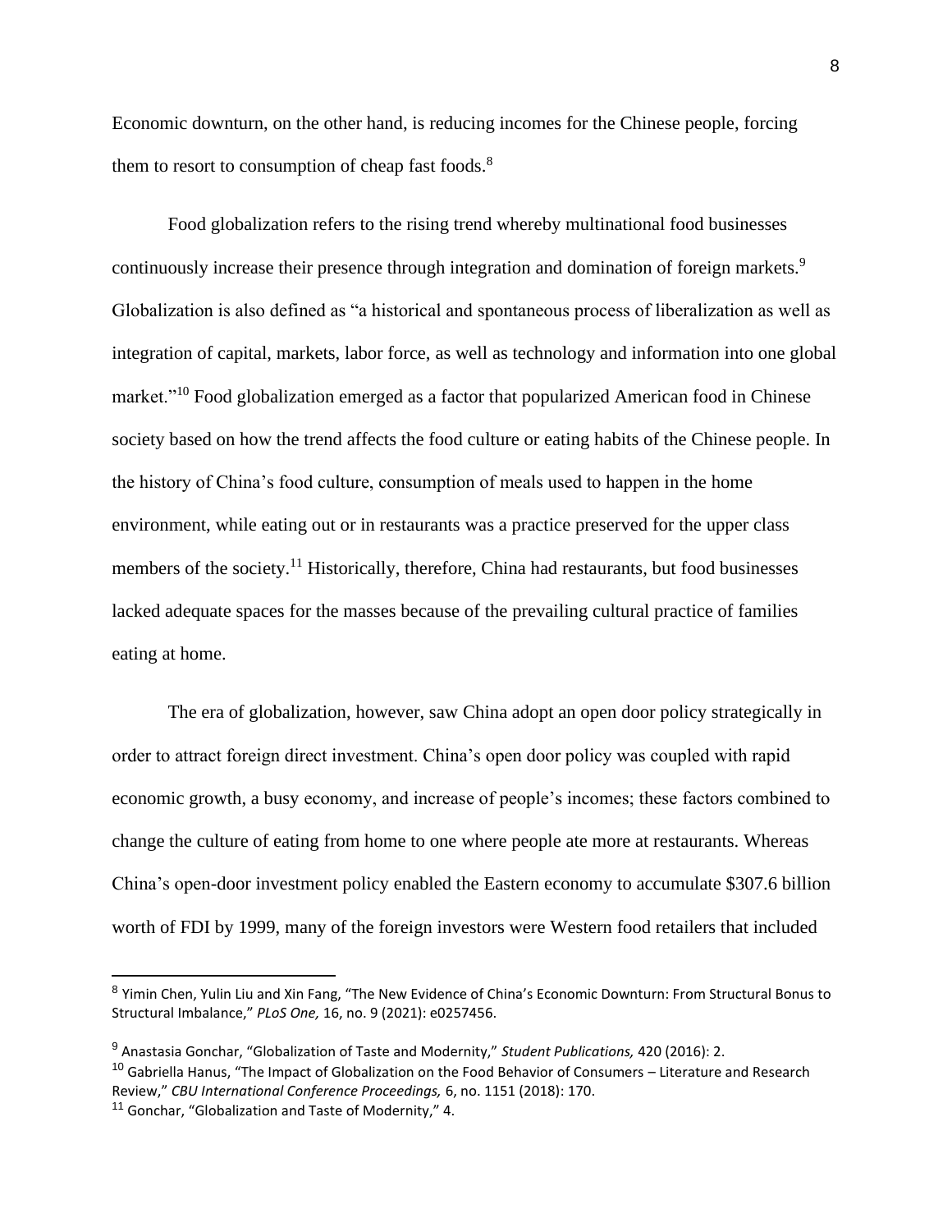Economic downturn, on the other hand, is reducing incomes for the Chinese people, forcing them to resort to consumption of cheap fast foods.[8]

Food globalization refers to the rising trend whereby multinational food businesses continuously increase their presence through integration and domination of foreign markets.[9] Globalization is also defined as "a historical and spontaneous process of liberalization as well as integration of capital, markets, labor force, as well as technology and information into one global market."[10] Food globalization emerged as a factor that popularized American food in Chinese society based on how the trend affects the food culture or eating habits of the Chinese people. In the history of China's food culture, consumption of meals used to happen in the home environment, while eating out or in restaurants was a practice preserved for the upper class members of the society.[11] Historically, therefore, China had restaurants, but food businesses lacked adequate spaces for the masses because of the prevailing cultural practice of families eating at home.

The era of globalization, however, saw China adopt an open door policy strategically in order to attract foreign direct investment. China's open door policy was coupled with rapid economic growth, a busy economy, and increase of people's incomes; these factors combined to change the culture of eating from home to one where people ate more at restaurants. Whereas China's open-door investment policy enabled the Eastern economy to accumulate $307.6 billion worth of FDI by 1999, many of the foreign investors were Western food retailers that included

---

[8] Yimin Chen, Yulin Liu and Xin Fang, "The New Evidence of China's Economic Downturn: From Structural Bonus to Structural Imbalance," *PLoS One,* 16, no. 9 (2021): e0257456.

[9] Anastasia Gonchar, "Globalization of Taste and Modernity," *Student Publications,* 420 (2016): 2.

[10] Gabriella Hanus, "The Impact of Globalization on the Food Behavior of Consumers – Literature and Research Review," *CBU International Conference Proceedings,* 6, no. 1151 (2018): 170.

[11] Gonchar, "Globalization and Taste of Modernity," 4.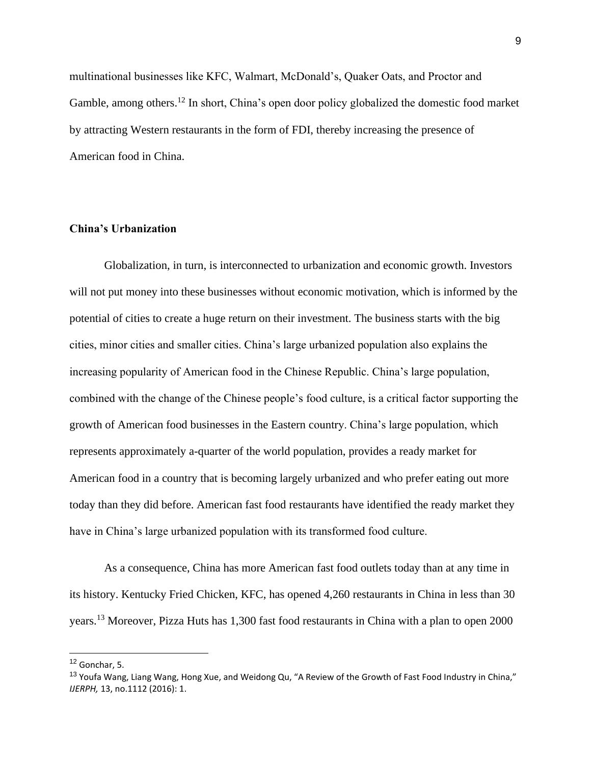multinational businesses like KFC, Walmart, McDonald's, Quaker Oats, and Proctor and Gamble, among others.[12] In short, China's open door policy globalized the domestic food market by attracting Western restaurants in the form of FDI, thereby increasing the presence of American food in China.

**China's Urbanization**

Globalization, in turn, is interconnected to urbanization and economic growth. Investors will not put money into these businesses without economic motivation, which is informed by the potential of cities to create a huge return on their investment. The business starts with the big cities, minor cities and smaller cities. China's large urbanized population also explains the increasing popularity of American food in the Chinese Republic. China's large population, combined with the change of the Chinese people's food culture, is a critical factor supporting the growth of American food businesses in the Eastern country. China's large population, which represents approximately a-quarter of the world population, provides a ready market for American food in a country that is becoming largely urbanized and who prefer eating out more today than they did before. American fast food restaurants have identified the ready market they have in China's large urbanized population with its transformed food culture.

As a consequence, China has more American fast food outlets today than at any time in its history. Kentucky Fried Chicken, KFC, has opened 4,260 restaurants in China in less than 30 years.[13] Moreover, Pizza Huts has 1,300 fast food restaurants in China with a plan to open 2000

---

[12] Gonchar, 5.

[13] Youfa Wang, Liang Wang, Hong Xue, and Weidong Qu, "A Review of the Growth of Fast Food Industry in China," *IJERPH,* 13, no.1112 (2016): 1.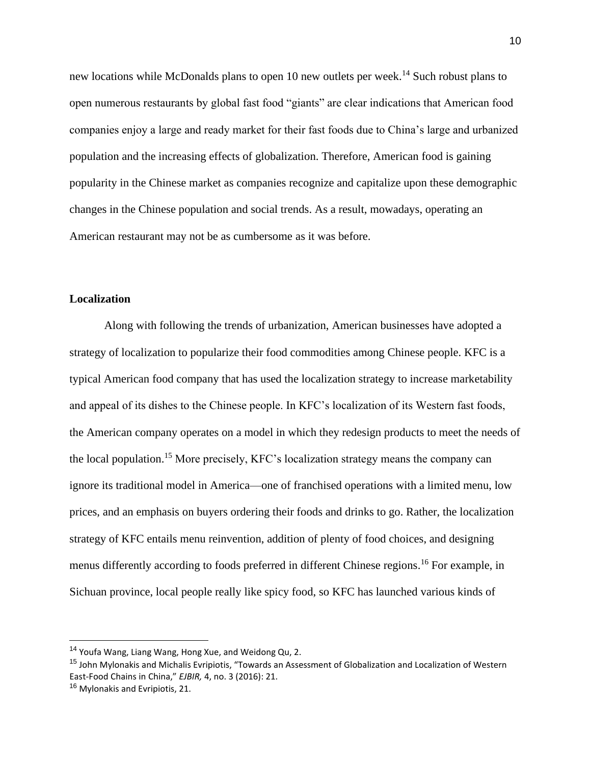new locations while McDonalds plans to open 10 new outlets per week.[14] Such robust plans to open numerous restaurants by global fast food "giants" are clear indications that American food companies enjoy a large and ready market for their fast foods due to China's large and urbanized population and the increasing effects of globalization. Therefore, American food is gaining popularity in the Chinese market as companies recognize and capitalize upon these demographic changes in the Chinese population and social trends. As a result, mowadays, operating an American restaurant may not be as cumbersome as it was before.

## Localization

Along with following the trends of urbanization, American businesses have adopted a strategy of localization to popularize their food commodities among Chinese people. KFC is a typical American food company that has used the localization strategy to increase marketability and appeal of its dishes to the Chinese people. In KFC's localization of its Western fast foods, the American company operates on a model in which they redesign products to meet the needs of the local population.[15] More precisely, KFC's localization strategy means the company can ignore its traditional model in America—one of franchised operations with a limited menu, low prices, and an emphasis on buyers ordering their foods and drinks to go. Rather, the localization strategy of KFC entails menu reinvention, addition of plenty of food choices, and designing menus differently according to foods preferred in different Chinese regions.[16] For example, in Sichuan province, local people really like spicy food, so KFC has launched various kinds of

---

[14] Youfa Wang, Liang Wang, Hong Xue, and Weidong Qu, 2.

[15] John Mylonakis and Michalis Evripiotis, "Towards an Assessment of Globalization and Localization of Western East-Food Chains in China," *EJBIR,* 4, no. 3 (2016): 21.

[16] Mylonakis and Evripiotis, 21.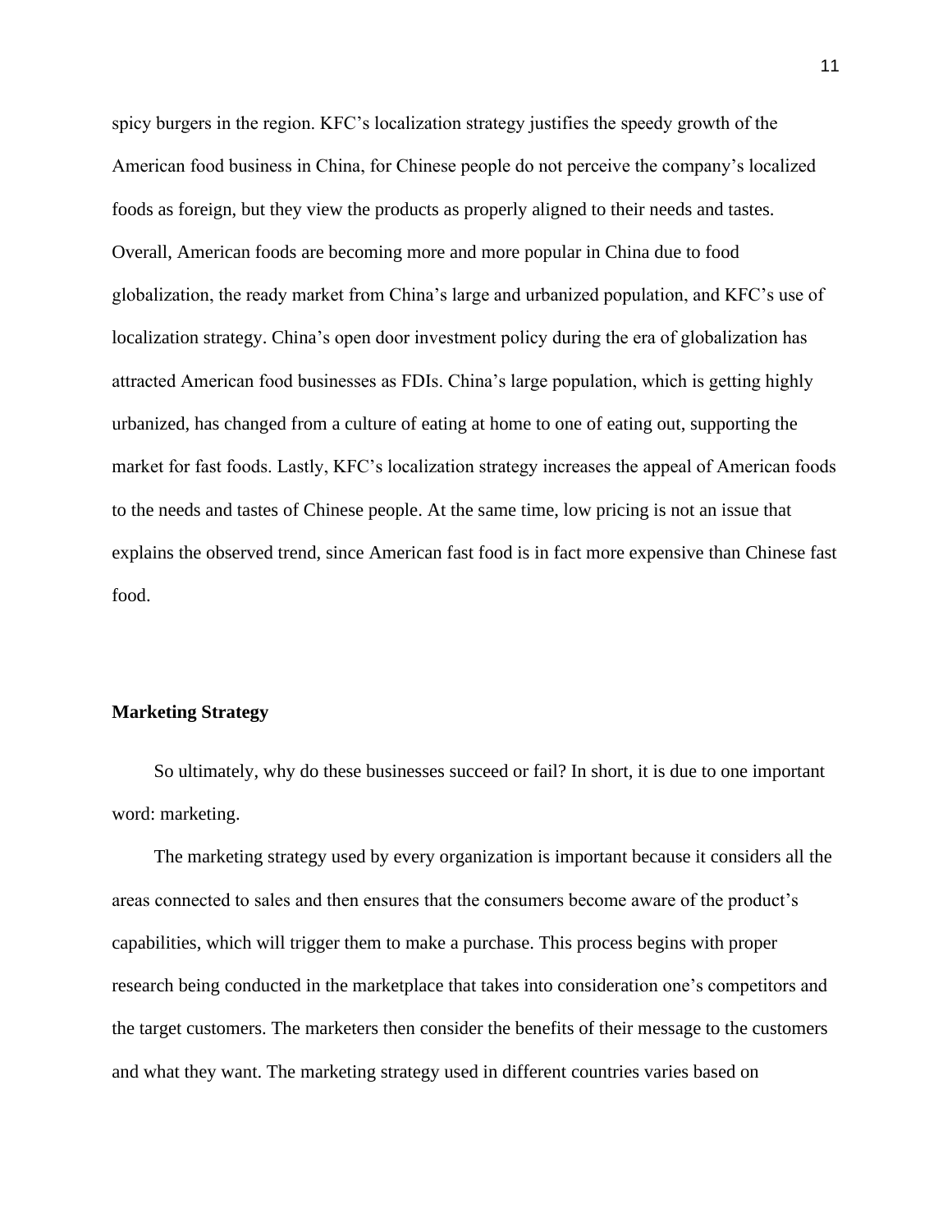spicy burgers in the region. KFC's localization strategy justifies the speedy growth of the American food business in China, for Chinese people do not perceive the company's localized foods as foreign, but they view the products as properly aligned to their needs and tastes. Overall, American foods are becoming more and more popular in China due to food globalization, the ready market from China's large and urbanized population, and KFC's use of localization strategy. China's open door investment policy during the era of globalization has attracted American food businesses as FDIs. China's large population, which is getting highly urbanized, has changed from a culture of eating at home to one of eating out, supporting the market for fast foods. Lastly, KFC's localization strategy increases the appeal of American foods to the needs and tastes of Chinese people. At the same time, low pricing is not an issue that explains the observed trend, since American fast food is in fact more expensive than Chinese fast food.

## Marketing Strategy

So ultimately, why do these businesses succeed or fail? In short, it is due to one important word: marketing.

The marketing strategy used by every organization is important because it considers all the areas connected to sales and then ensures that the consumers become aware of the product's capabilities, which will trigger them to make a purchase. This process begins with proper research being conducted in the marketplace that takes into consideration one's competitors and the target customers. The marketers then consider the benefits of their message to the customers and what they want. The marketing strategy used in different countries varies based on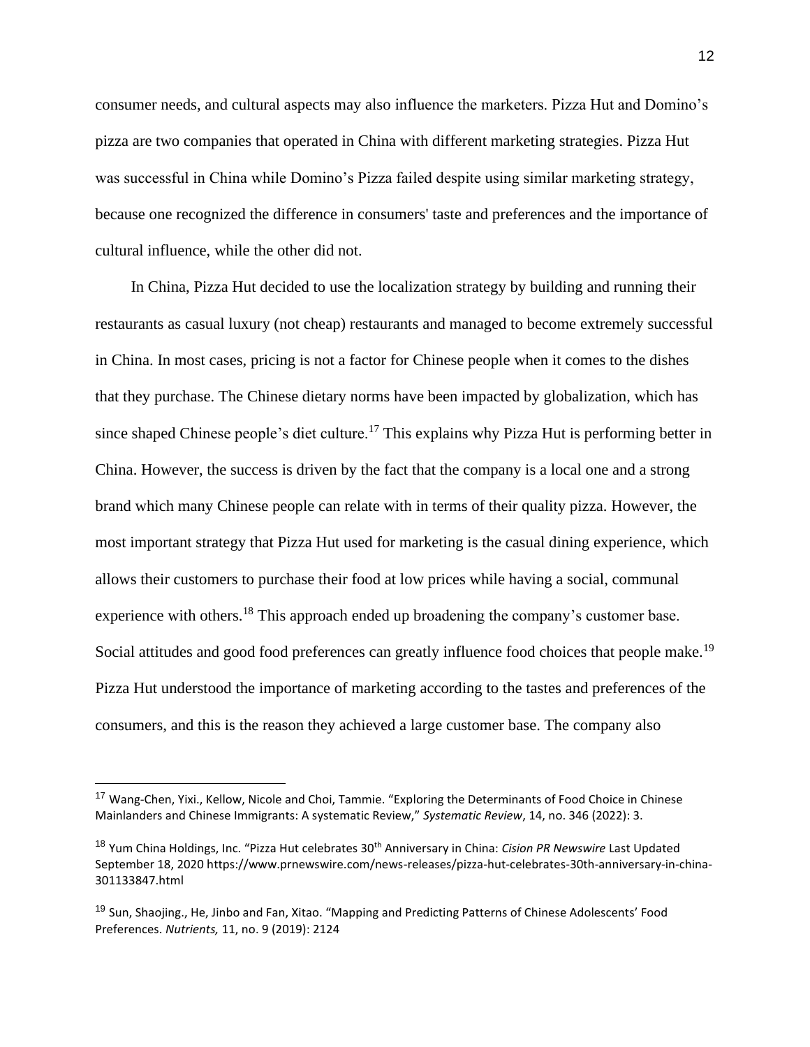consumer needs, and cultural aspects may also influence the marketers. Pizza Hut and Domino's pizza are two companies that operated in China with different marketing strategies. Pizza Hut was successful in China while Domino's Pizza failed despite using similar marketing strategy, because one recognized the difference in consumers' taste and preferences and the importance of cultural influence, while the other did not.

In China, Pizza Hut decided to use the localization strategy by building and running their restaurants as casual luxury (not cheap) restaurants and managed to become extremely successful in China. In most cases, pricing is not a factor for Chinese people when it comes to the dishes that they purchase. The Chinese dietary norms have been impacted by globalization, which has since shaped Chinese people's diet culture.[17] This explains why Pizza Hut is performing better in China. However, the success is driven by the fact that the company is a local one and a strong brand which many Chinese people can relate with in terms of their quality pizza. However, the most important strategy that Pizza Hut used for marketing is the casual dining experience, which allows their customers to purchase their food at low prices while having a social, communal experience with others.[18] This approach ended up broadening the company's customer base. Social attitudes and good food preferences can greatly influence food choices that people make.[19] Pizza Hut understood the importance of marketing according to the tastes and preferences of the consumers, and this is the reason they achieved a large customer base. The company also

---

[17] Wang-Chen, Yixi., Kellow, Nicole and Choi, Tammie. "Exploring the Determinants of Food Choice in Chinese Mainlanders and Chinese Immigrants: A systematic Review," *Systematic Review*, 14, no. 346 (2022): 3.

[18] Yum China Holdings, Inc. "Pizza Hut celebrates 30th Anniversary in China: *Cision PR Newswire* Last Updated September 18, 2020 https://www.prnewswire.com/news-releases/pizza-hut-celebrates-30th-anniversary-in-china-301133847.html

[19] Sun, Shaojing., He, Jinbo and Fan, Xitao. "Mapping and Predicting Patterns of Chinese Adolescents' Food Preferences. *Nutrients,* 11, no. 9 (2019): 2124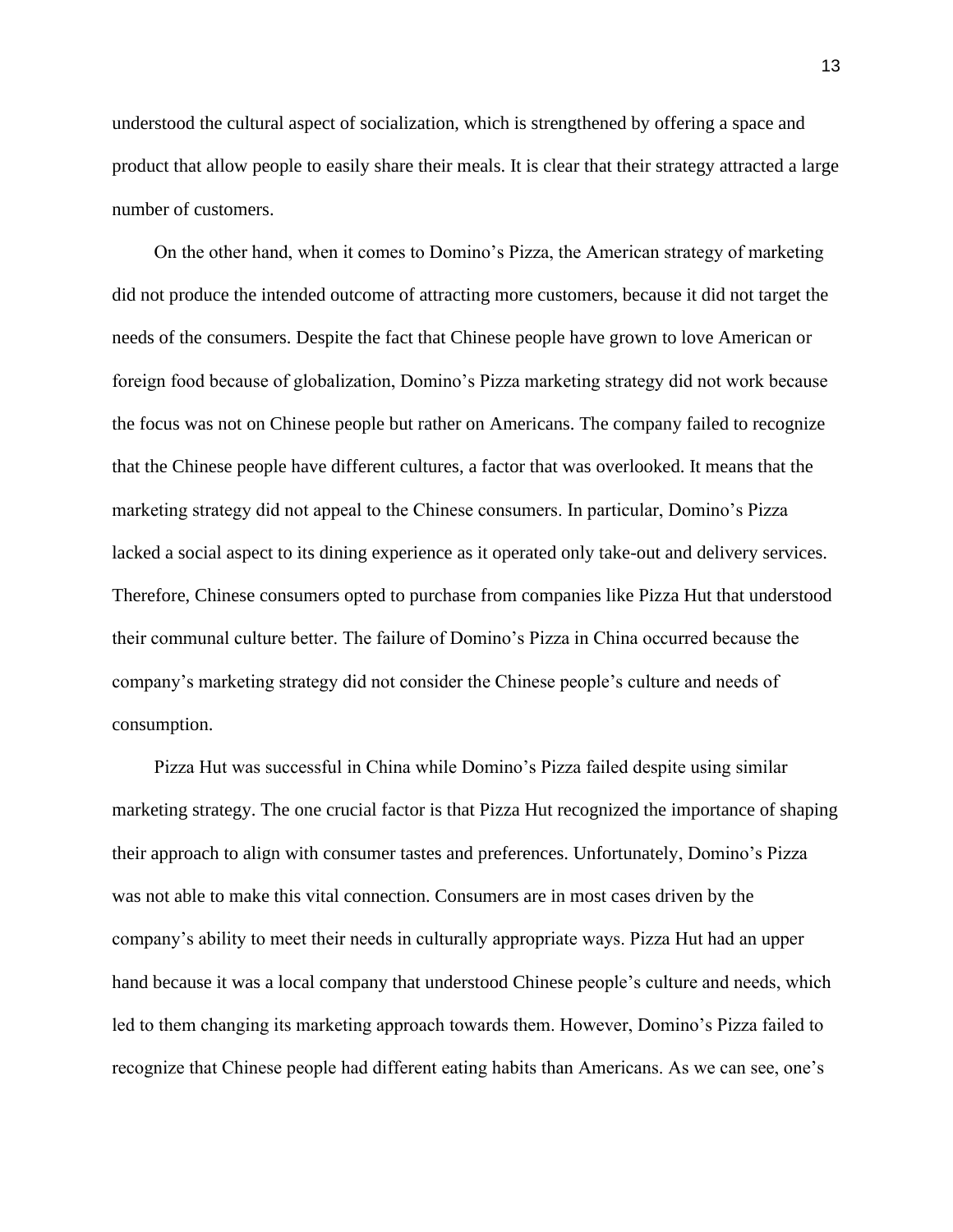understood the cultural aspect of socialization, which is strengthened by offering a space and product that allow people to easily share their meals. It is clear that their strategy attracted a large number of customers.

On the other hand, when it comes to Domino's Pizza, the American strategy of marketing did not produce the intended outcome of attracting more customers, because it did not target the needs of the consumers. Despite the fact that Chinese people have grown to love American or foreign food because of globalization, Domino's Pizza marketing strategy did not work because the focus was not on Chinese people but rather on Americans. The company failed to recognize that the Chinese people have different cultures, a factor that was overlooked. It means that the marketing strategy did not appeal to the Chinese consumers. In particular, Domino's Pizza lacked a social aspect to its dining experience as it operated only take-out and delivery services. Therefore, Chinese consumers opted to purchase from companies like Pizza Hut that understood their communal culture better. The failure of Domino's Pizza in China occurred because the company's marketing strategy did not consider the Chinese people's culture and needs of consumption.

Pizza Hut was successful in China while Domino's Pizza failed despite using similar marketing strategy. The one crucial factor is that Pizza Hut recognized the importance of shaping their approach to align with consumer tastes and preferences. Unfortunately, Domino's Pizza was not able to make this vital connection. Consumers are in most cases driven by the company's ability to meet their needs in culturally appropriate ways. Pizza Hut had an upper hand because it was a local company that understood Chinese people's culture and needs, which led to them changing its marketing approach towards them. However, Domino's Pizza failed to recognize that Chinese people had different eating habits than Americans. As we can see, one's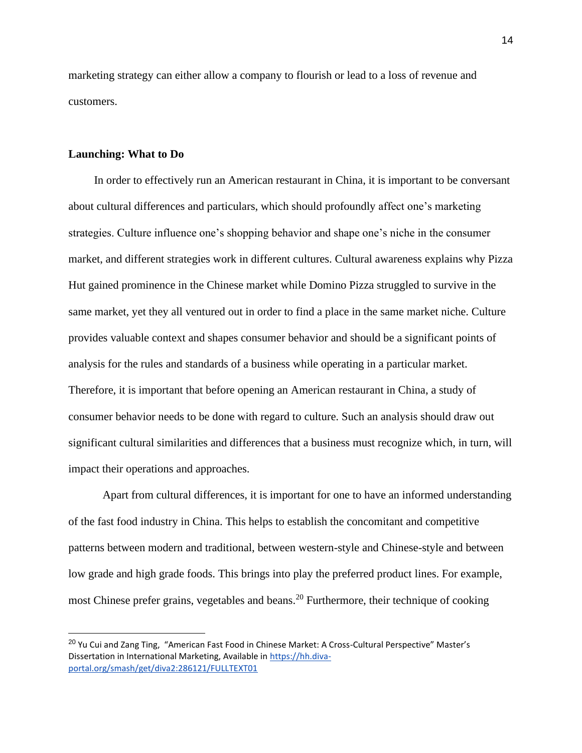marketing strategy can either allow a company to flourish or lead to a loss of revenue and customers.

**Launching: What to Do**

In order to effectively run an American restaurant in China, it is important to be conversant about cultural differences and particulars, which should profoundly affect one's marketing strategies. Culture influence one's shopping behavior and shape one's niche in the consumer market, and different strategies work in different cultures. Cultural awareness explains why Pizza Hut gained prominence in the Chinese market while Domino Pizza struggled to survive in the same market, yet they all ventured out in order to find a place in the same market niche. Culture provides valuable context and shapes consumer behavior and should be a significant points of analysis for the rules and standards of a business while operating in a particular market. Therefore, it is important that before opening an American restaurant in China, a study of consumer behavior needs to be done with regard to culture. Such an analysis should draw out significant cultural similarities and differences that a business must recognize which, in turn, will impact their operations and approaches.

Apart from cultural differences, it is important for one to have an informed understanding of the fast food industry in China. This helps to establish the concomitant and competitive patterns between modern and traditional, between western-style and Chinese-style and between low grade and high grade foods. This brings into play the preferred product lines. For example, most Chinese prefer grains, vegetables and beans.[20] Furthermore, their technique of cooking

[20] Yu Cui and Zang Ting, "American Fast Food in Chinese Market: A Cross-Cultural Perspective" Master's Dissertation in International Marketing, Available in https://hh.diva-portal.org/smash/get/diva2:286121/FULLTEXT01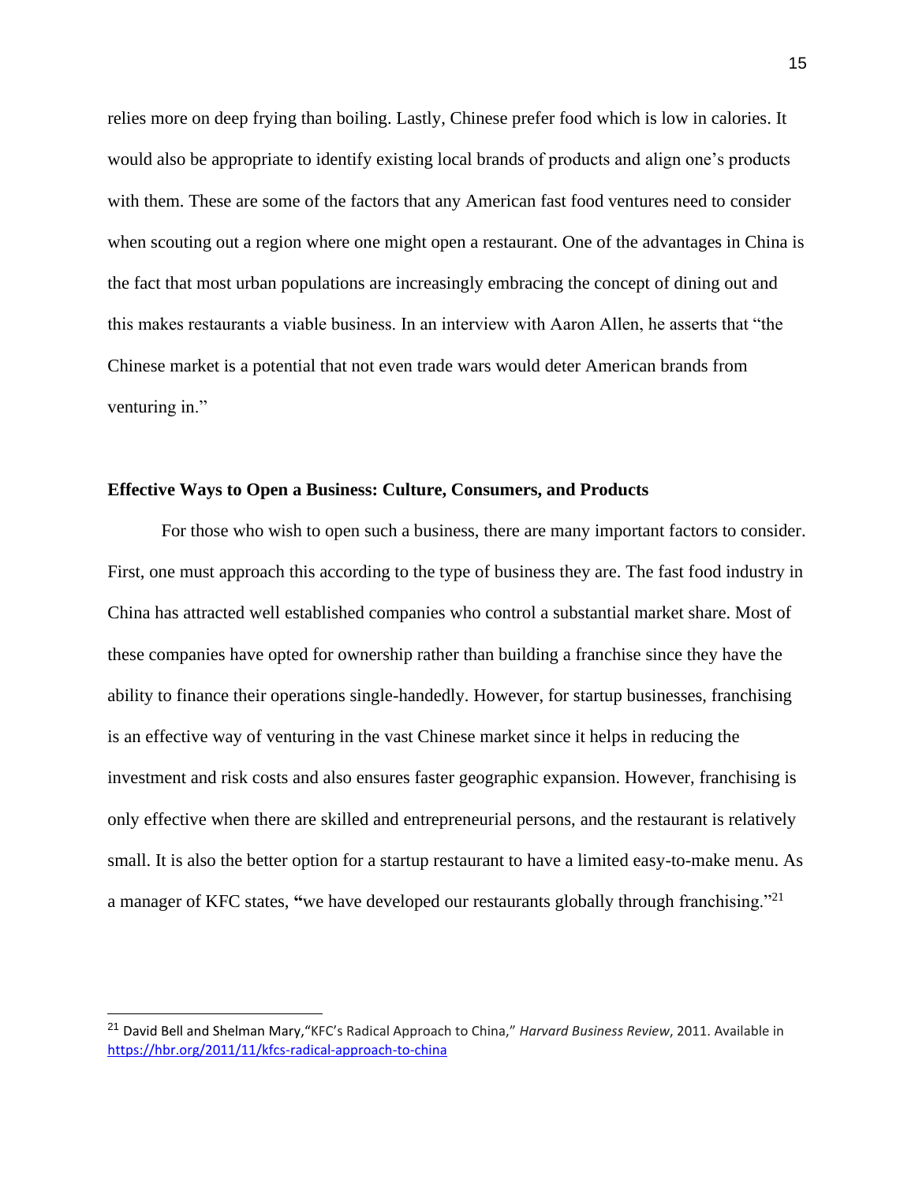relies more on deep frying than boiling. Lastly, Chinese prefer food which is low in calories. It would also be appropriate to identify existing local brands of products and align one's products with them. These are some of the factors that any American fast food ventures need to consider when scouting out a region where one might open a restaurant. One of the advantages in China is the fact that most urban populations are increasingly embracing the concept of dining out and this makes restaurants a viable business. In an interview with Aaron Allen, he asserts that "the Chinese market is a potential that not even trade wars would deter American brands from venturing in."

**Effective Ways to Open a Business: Culture, Consumers, and Products**

For those who wish to open such a business, there are many important factors to consider. First, one must approach this according to the type of business they are. The fast food industry in China has attracted well established companies who control a substantial market share. Most of these companies have opted for ownership rather than building a franchise since they have the ability to finance their operations single-handedly. However, for startup businesses, franchising is an effective way of venturing in the vast Chinese market since it helps in reducing the investment and risk costs and also ensures faster geographic expansion. However, franchising is only effective when there are skilled and entrepreneurial persons, and the restaurant is relatively small. It is also the better option for a startup restaurant to have a limited easy-to-make menu. As a manager of KFC states, "we have developed our restaurants globally through franchising."[21]

---

[21] David Bell and Shelman Mary,"KFC's Radical Approach to China," *Harvard Business Review*, 2011. Available in https://hbr.org/2011/11/kfcs-radical-approach-to-china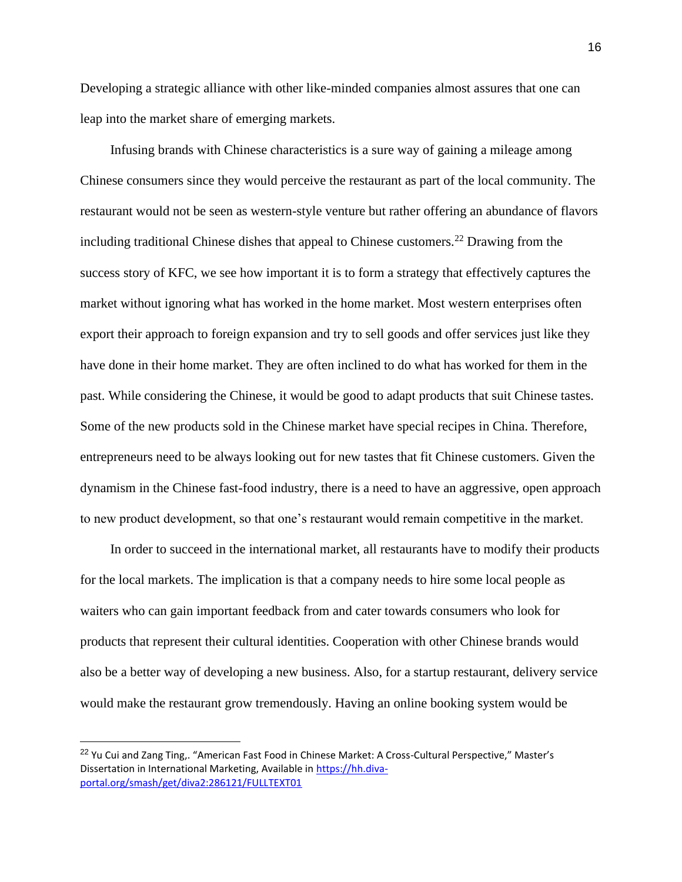Developing a strategic alliance with other like-minded companies almost assures that one can leap into the market share of emerging markets.

Infusing brands with Chinese characteristics is a sure way of gaining a mileage among Chinese consumers since they would perceive the restaurant as part of the local community. The restaurant would not be seen as western-style venture but rather offering an abundance of flavors including traditional Chinese dishes that appeal to Chinese customers.[22] Drawing from the success story of KFC, we see how important it is to form a strategy that effectively captures the market without ignoring what has worked in the home market. Most western enterprises often export their approach to foreign expansion and try to sell goods and offer services just like they have done in their home market. They are often inclined to do what has worked for them in the past. While considering the Chinese, it would be good to adapt products that suit Chinese tastes. Some of the new products sold in the Chinese market have special recipes in China. Therefore, entrepreneurs need to be always looking out for new tastes that fit Chinese customers. Given the dynamism in the Chinese fast-food industry, there is a need to have an aggressive, open approach to new product development, so that one's restaurant would remain competitive in the market.

In order to succeed in the international market, all restaurants have to modify their products for the local markets. The implication is that a company needs to hire some local people as waiters who can gain important feedback from and cater towards consumers who look for products that represent their cultural identities. Cooperation with other Chinese brands would also be a better way of developing a new business. Also, for a startup restaurant, delivery service would make the restaurant grow tremendously. Having an online booking system would be

---

[22] Yu Cui and Zang Ting,. "American Fast Food in Chinese Market: A Cross-Cultural Perspective," Master's Dissertation in International Marketing, Available in https://hh.diva-portal.org/smash/get/diva2:286121/FULLTEXT01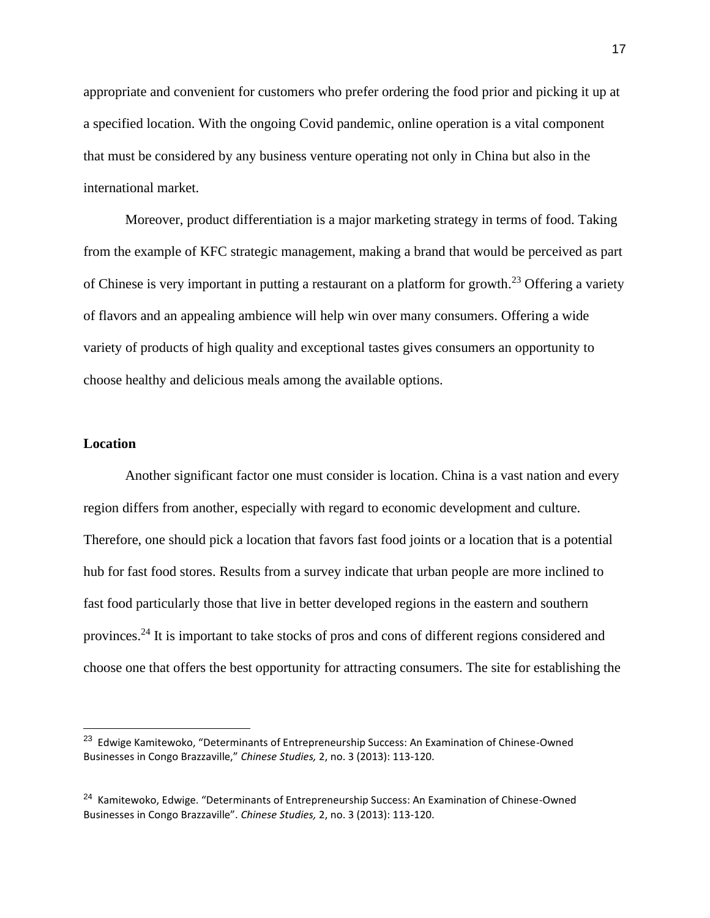appropriate and convenient for customers who prefer ordering the food prior and picking it up at a specified location. With the ongoing Covid pandemic, online operation is a vital component that must be considered by any business venture operating not only in China but also in the international market.

Moreover, product differentiation is a major marketing strategy in terms of food. Taking from the example of KFC strategic management, making a brand that would be perceived as part of Chinese is very important in putting a restaurant on a platform for growth.[23] Offering a variety of flavors and an appealing ambience will help win over many consumers. Offering a wide variety of products of high quality and exceptional tastes gives consumers an opportunity to choose healthy and delicious meals among the available options.

**Location**

Another significant factor one must consider is location. China is a vast nation and every region differs from another, especially with regard to economic development and culture. Therefore, one should pick a location that favors fast food joints or a location that is a potential hub for fast food stores. Results from a survey indicate that urban people are more inclined to fast food particularly those that live in better developed regions in the eastern and southern provinces.[24] It is important to take stocks of pros and cons of different regions considered and choose one that offers the best opportunity for attracting consumers. The site for establishing the

---

[23] Edwige Kamitewoko, "Determinants of Entrepreneurship Success: An Examination of Chinese-Owned Businesses in Congo Brazzaville," *Chinese Studies,* 2, no. 3 (2013): 113-120.

[24] Kamitewoko, Edwige. "Determinants of Entrepreneurship Success: An Examination of Chinese-Owned Businesses in Congo Brazzaville". *Chinese Studies,* 2, no. 3 (2013): 113-120.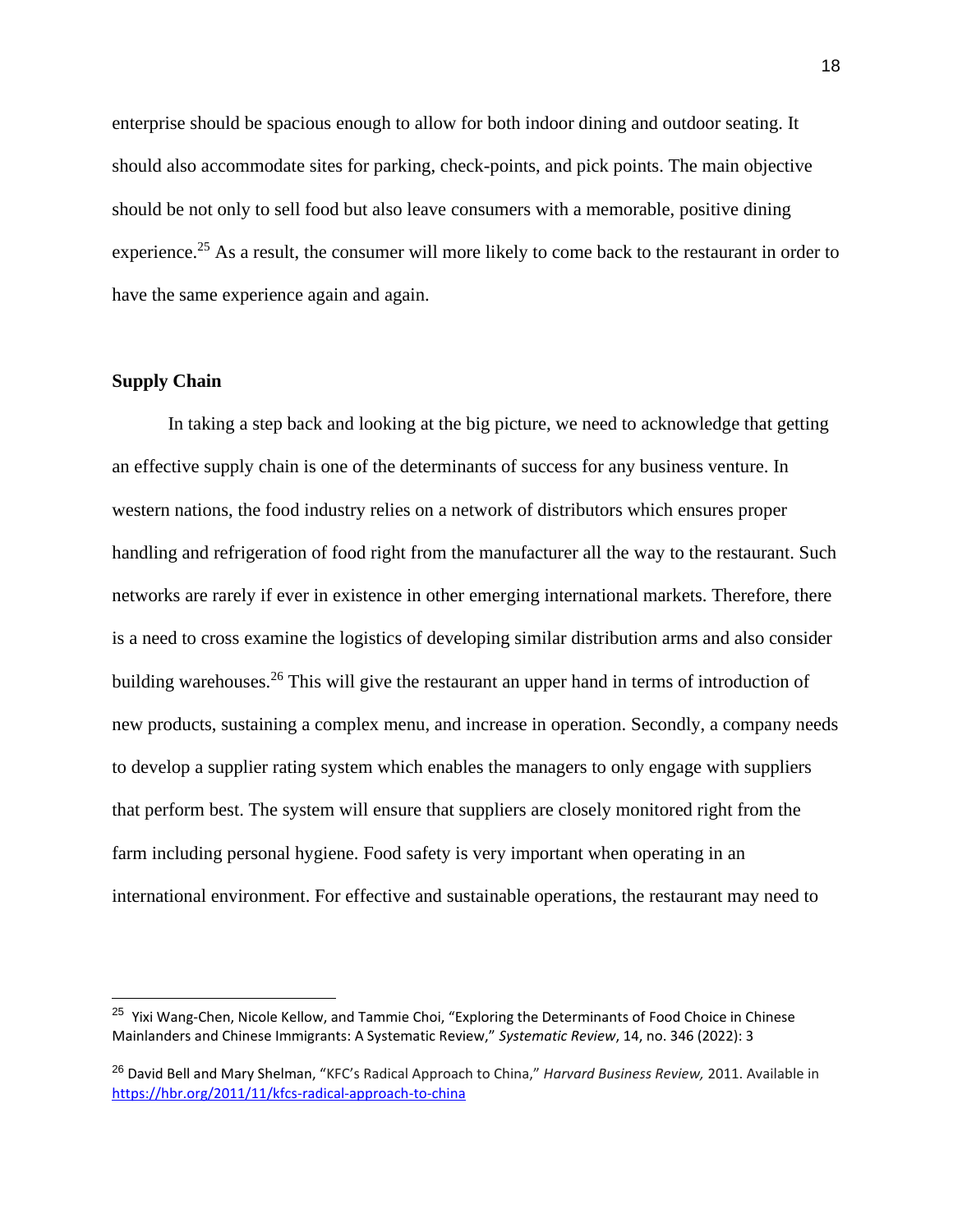enterprise should be spacious enough to allow for both indoor dining and outdoor seating. It should also accommodate sites for parking, check-points, and pick points. The main objective should be not only to sell food but also leave consumers with a memorable, positive dining experience.[25] As a result, the consumer will more likely to come back to the restaurant in order to have the same experience again and again.

**Supply Chain**

In taking a step back and looking at the big picture, we need to acknowledge that getting an effective supply chain is one of the determinants of success for any business venture. In western nations, the food industry relies on a network of distributors which ensures proper handling and refrigeration of food right from the manufacturer all the way to the restaurant. Such networks are rarely if ever in existence in other emerging international markets. Therefore, there is a need to cross examine the logistics of developing similar distribution arms and also consider building warehouses.[26] This will give the restaurant an upper hand in terms of introduction of new products, sustaining a complex menu, and increase in operation. Secondly, a company needs to develop a supplier rating system which enables the managers to only engage with suppliers that perform best. The system will ensure that suppliers are closely monitored right from the farm including personal hygiene. Food safety is very important when operating in an international environment. For effective and sustainable operations, the restaurant may need to

---

[25] Yixi Wang-Chen, Nicole Kellow, and Tammie Choi, "Exploring the Determinants of Food Choice in Chinese Mainlanders and Chinese Immigrants: A Systematic Review," *Systematic Review*, 14, no. 346 (2022): 3

[26] David Bell and Mary Shelman, "KFC's Radical Approach to China," *Harvard Business Review,* 2011. Available in https://hbr.org/2011/11/kfcs-radical-approach-to-china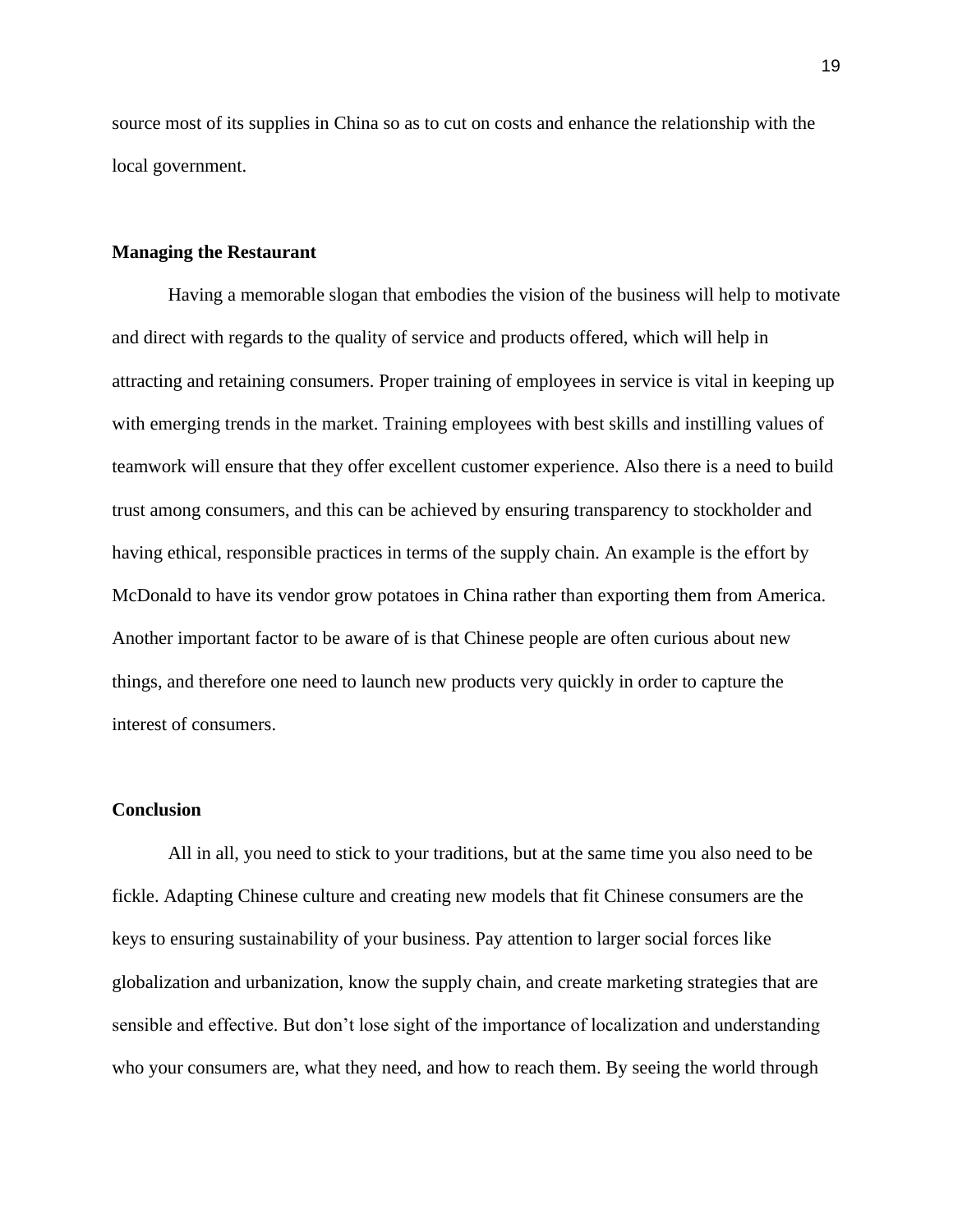source most of its supplies in China so as to cut on costs and enhance the relationship with the local government.

**Managing the Restaurant**

Having a memorable slogan that embodies the vision of the business will help to motivate and direct with regards to the quality of service and products offered, which will help in attracting and retaining consumers. Proper training of employees in service is vital in keeping up with emerging trends in the market. Training employees with best skills and instilling values of teamwork will ensure that they offer excellent customer experience. Also there is a need to build trust among consumers, and this can be achieved by ensuring transparency to stockholder and having ethical, responsible practices in terms of the supply chain. An example is the effort by McDonald to have its vendor grow potatoes in China rather than exporting them from America. Another important factor to be aware of is that Chinese people are often curious about new things, and therefore one need to launch new products very quickly in order to capture the interest of consumers.

**Conclusion**

All in all, you need to stick to your traditions, but at the same time you also need to be fickle. Adapting Chinese culture and creating new models that fit Chinese consumers are the keys to ensuring sustainability of your business. Pay attention to larger social forces like globalization and urbanization, know the supply chain, and create marketing strategies that are sensible and effective. But don't lose sight of the importance of localization and understanding who your consumers are, what they need, and how to reach them. By seeing the world through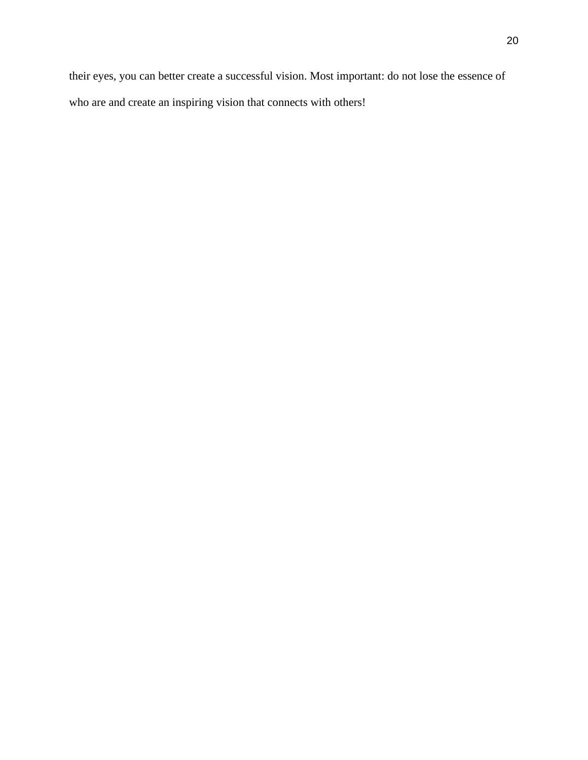their eyes, you can better create a successful vision. Most important: do not lose the essence of who are and create an inspiring vision that connects with others!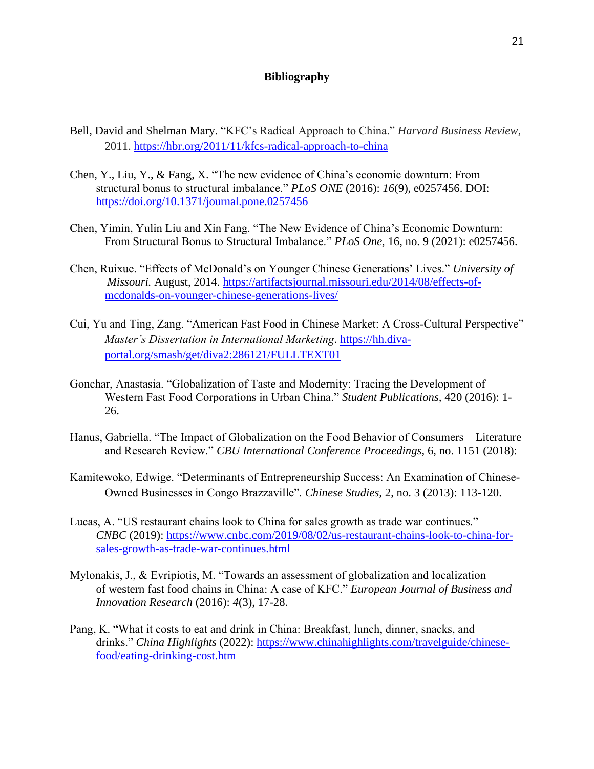**Bibliography**

Bell, David and Shelman Mary. "KFC's Radical Approach to China." *Harvard Business Review*, 2011. https://hbr.org/2011/11/kfcs-radical-approach-to-china

Chen, Y., Liu, Y., & Fang, X. "The new evidence of China's economic downturn: From structural bonus to structural imbalance." *PLoS ONE* (2016): *16*(9), e0257456. DOI: https://doi.org/10.1371/journal.pone.0257456

Chen, Yimin, Yulin Liu and Xin Fang. "The New Evidence of China's Economic Downturn: From Structural Bonus to Structural Imbalance." *PLoS One,* 16, no. 9 (2021): e0257456.

Chen, Ruixue. "Effects of McDonald's on Younger Chinese Generations' Lives." *University of Missouri.* August, 2014. https://artifactsjournal.missouri.edu/2014/08/effects-of-mcdonalds-on-younger-chinese-generations-lives/

Cui, Yu and Ting, Zang. "American Fast Food in Chinese Market: A Cross-Cultural Perspective" *Master's Dissertation in International Marketing*. https://hh.diva-portal.org/smash/get/diva2:286121/FULLTEXT01

Gonchar, Anastasia. "Globalization of Taste and Modernity: Tracing the Development of Western Fast Food Corporations in Urban China." *Student Publications,* 420 (2016): 1-26.

Hanus, Gabriella. "The Impact of Globalization on the Food Behavior of Consumers – Literature and Research Review." *CBU International Conference Proceedings,* 6, no. 1151 (2018):

Kamitewoko, Edwige. "Determinants of Entrepreneurship Success: An Examination of Chinese-Owned Businesses in Congo Brazzaville". *Chinese Studies,* 2, no. 3 (2013): 113-120.

Lucas, A. "US restaurant chains look to China for sales growth as trade war continues." *CNBC* (2019): https://www.cnbc.com/2019/08/02/us-restaurant-chains-look-to-china-for-sales-growth-as-trade-war-continues.html

Mylonakis, J., & Evripiotis, M. "Towards an assessment of globalization and localization of western fast food chains in China: A case of KFC." *European Journal of Business and Innovation Research* (2016): *4*(3), 17-28.

Pang, K. "What it costs to eat and drink in China: Breakfast, lunch, dinner, snacks, and drinks." *China Highlights* (2022): https://www.chinahighlights.com/travelguide/chinese-food/eating-drinking-cost.htm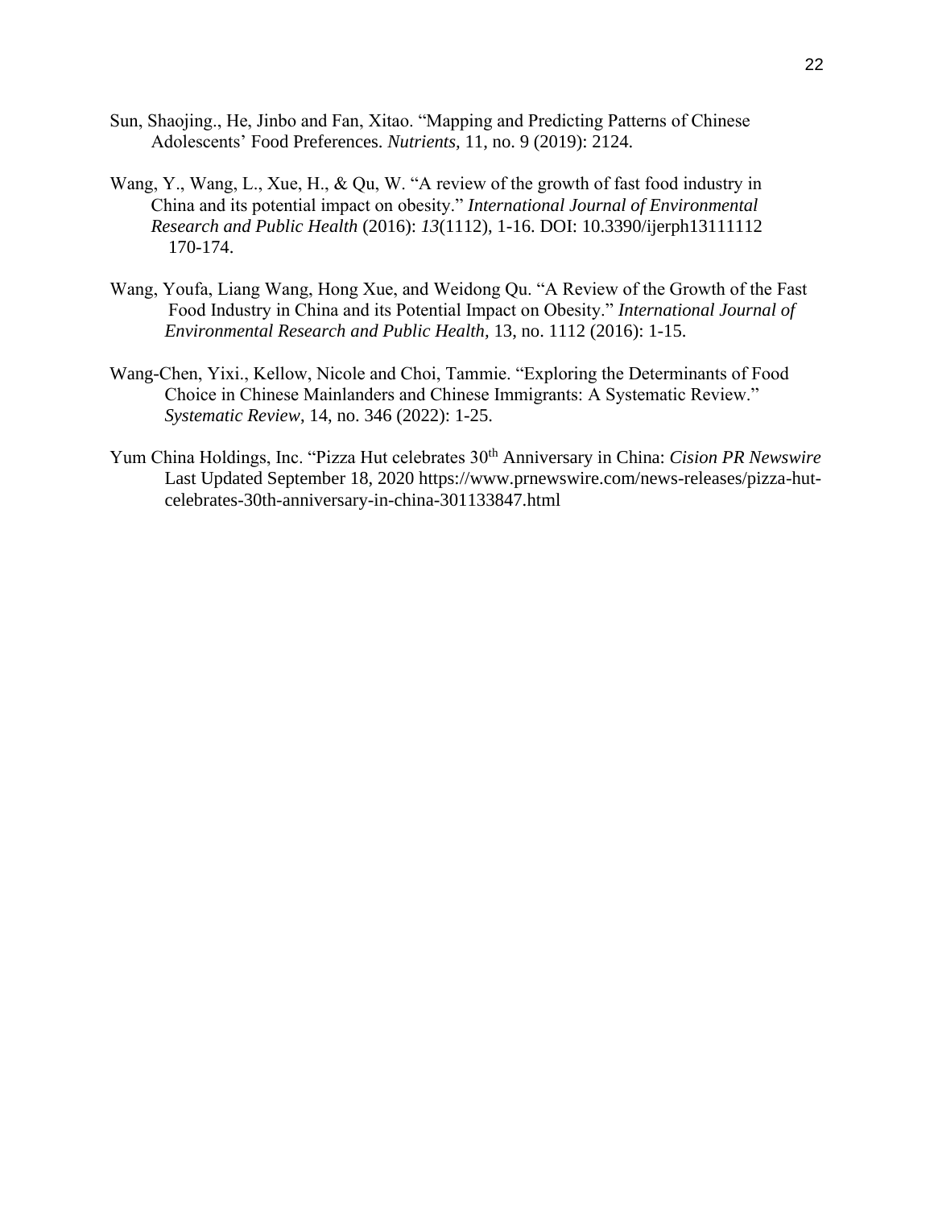Sun, Shaojing., He, Jinbo and Fan, Xitao. “Mapping and Predicting Patterns of Chinese Adolescents’ Food Preferences. *Nutrients*, 11, no. 9 (2019): 2124.

Wang, Y., Wang, L., Xue, H., & Qu, W. “A review of the growth of fast food industry in China and its potential impact on obesity.” *International Journal of Environmental Research and Public Health* (2016): *13*(1112), 1-16. DOI: 10.3390/ijerph13111112 170-174.

Wang, Youfa, Liang Wang, Hong Xue, and Weidong Qu. “A Review of the Growth of the Fast Food Industry in China and its Potential Impact on Obesity.” *International Journal of Environmental Research and Public Health*, 13, no. 1112 (2016): 1-15.

Wang-Chen, Yixi., Kellow, Nicole and Choi, Tammie. “Exploring the Determinants of Food Choice in Chinese Mainlanders and Chinese Immigrants: A Systematic Review.” *Systematic Review*, 14, no. 346 (2022): 1-25.

Yum China Holdings, Inc. “Pizza Hut celebrates 30th Anniversary in China: *Cision PR Newswire* Last Updated September 18, 2020 https://www.prnewswire.com/news-releases/pizza-hut-celebrates-30th-anniversary-in-china-301133847.html